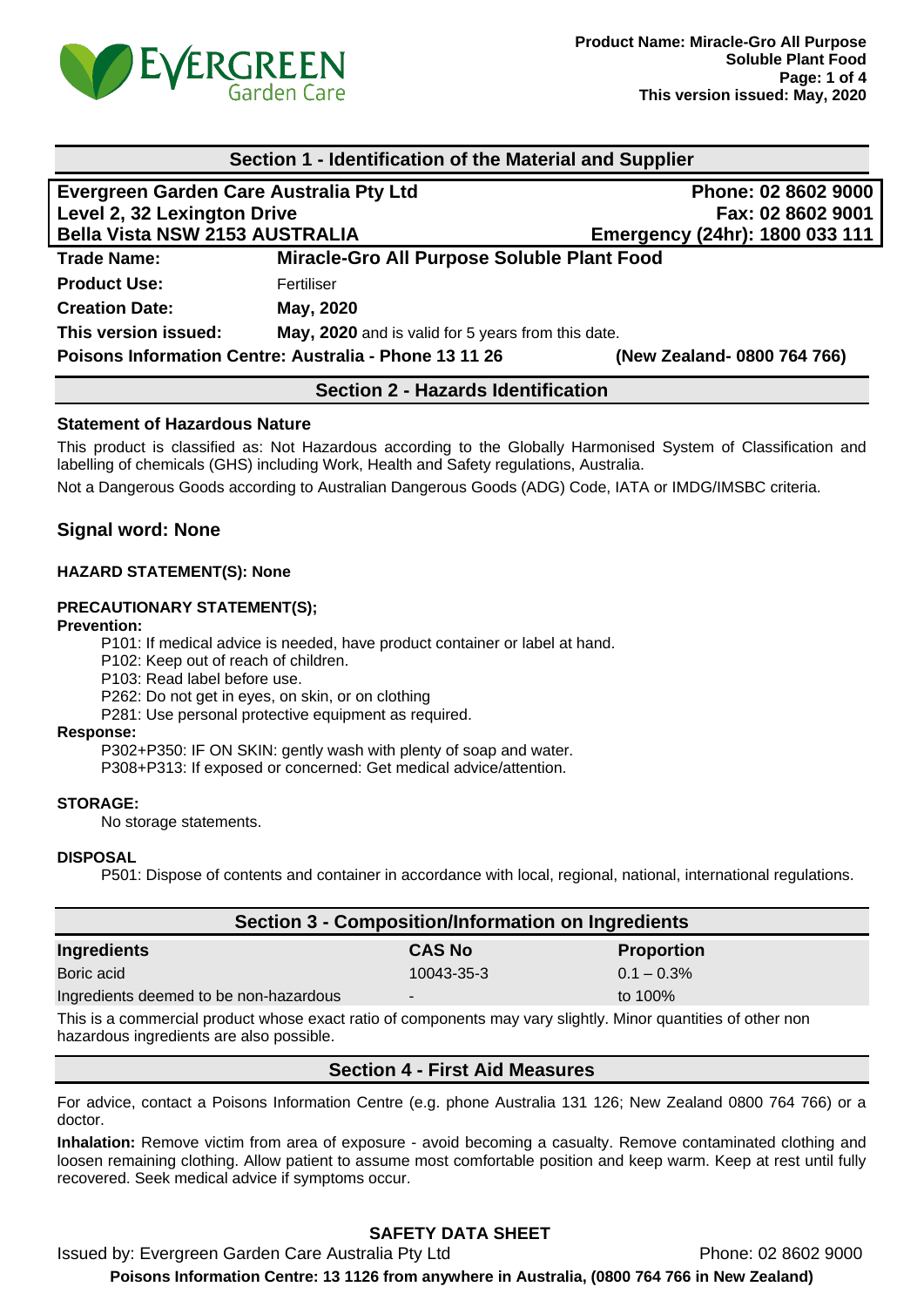## Section 1 - Identification of the Material and Supplier

| Evergreen Garden Care Australia Pty Ltd | Phone: 02 8602 9000 |
|---|---|
| Level 2, 32 Lexington Drive | Fax: 02 8602 9001 |
| Bella Vista NSW 2153 AUSTRALIA | Emergency (24hr): 1800 033 111 |

**Trade Name:** **Miracle-Gro All Purpose Soluble Plant Food**

**Product Use:** Fertiliser

**Creation Date:** **May, 2020**

**This version issued:** **May, 2020** and is valid for 5 years from this date.

**Poisons Information Centre: Australia - Phone 13 11 26** **(New Zealand- 0800 764 766)**

## Section 2 - Hazards Identification

**Statement of Hazardous Nature**

This product is classified as: Not Hazardous according to the Globally Harmonised System of Classification and labelling of chemicals (GHS) including Work, Health and Safety regulations, Australia.

Not a Dangerous Goods according to Australian Dangerous Goods (ADG) Code, IATA or IMDG/IMSBC criteria.

### Signal word: None

**HAZARD STATEMENT(S): None**

**PRECAUTIONARY STATEMENT(S);**

**Prevention:**

P101: If medical advice is needed, have product container or label at hand.
P102: Keep out of reach of children.
P103: Read label before use.
P262: Do not get in eyes, on skin, or on clothing
P281: Use personal protective equipment as required.

**Response:**

P302+P350: IF ON SKIN: gently wash with plenty of soap and water.
P308+P313: If exposed or concerned: Get medical advice/attention.

**STORAGE:**

No storage statements.

**DISPOSAL**

P501: Dispose of contents and container in accordance with local, regional, national, international regulations.

## Section 3 - Composition/Information on Ingredients

| Ingredients | CAS No | Proportion |
|---|---|---|
| Boric acid | 10043-35-3 | 0.1 – 0.3% |
| Ingredients deemed to be non-hazardous | - | to 100% |

This is a commercial product whose exact ratio of components may vary slightly. Minor quantities of other non hazardous ingredients are also possible.

## Section 4 - First Aid Measures

For advice, contact a Poisons Information Centre (e.g. phone Australia 131 126; New Zealand 0800 764 766) or a doctor.

**Inhalation:** Remove victim from area of exposure - avoid becoming a casualty. Remove contaminated clothing and loosen remaining clothing. Allow patient to assume most comfortable position and keep warm. Keep at rest until fully recovered. Seek medical advice if symptoms occur.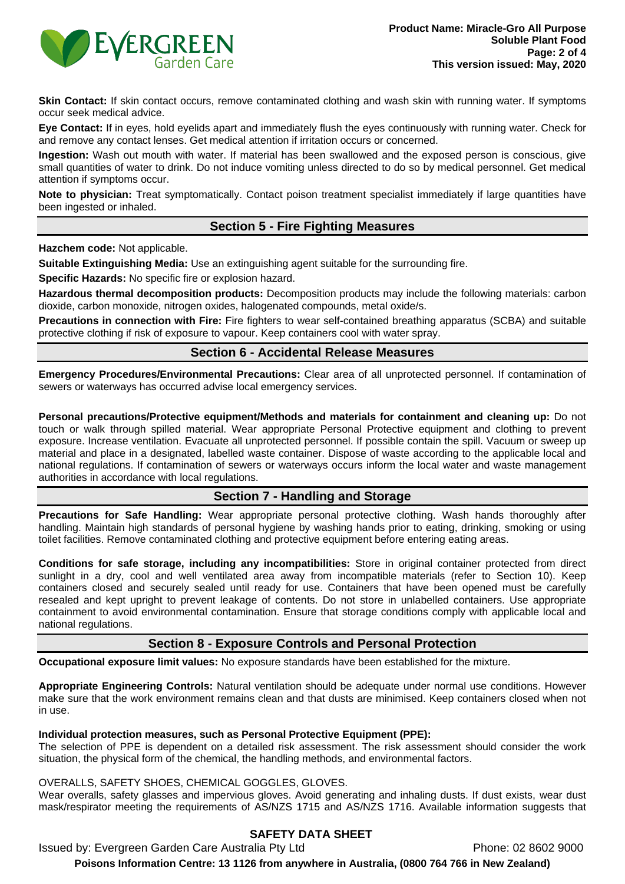**Skin Contact:** If skin contact occurs, remove contaminated clothing and wash skin with running water. If symptoms occur seek medical advice.

**Eye Contact:** If in eyes, hold eyelids apart and immediately flush the eyes continuously with running water. Check for and remove any contact lenses. Get medical attention if irritation occurs or concerned.

**Ingestion:** Wash out mouth with water. If material has been swallowed and the exposed person is conscious, give small quantities of water to drink. Do not induce vomiting unless directed to do so by medical personnel. Get medical attention if symptoms occur.

**Note to physician:** Treat symptomatically. Contact poison treatment specialist immediately if large quantities have been ingested or inhaled.

## Section 5 - Fire Fighting Measures

**Hazchem code:** Not applicable.

**Suitable Extinguishing Media:** Use an extinguishing agent suitable for the surrounding fire.

**Specific Hazards:** No specific fire or explosion hazard.

**Hazardous thermal decomposition products:** Decomposition products may include the following materials: carbon dioxide, carbon monoxide, nitrogen oxides, halogenated compounds, metal oxide/s.

**Precautions in connection with Fire:** Fire fighters to wear self-contained breathing apparatus (SCBA) and suitable protective clothing if risk of exposure to vapour. Keep containers cool with water spray.

## Section 6 - Accidental Release Measures

**Emergency Procedures/Environmental Precautions:** Clear area of all unprotected personnel. If contamination of sewers or waterways has occurred advise local emergency services.

**Personal precautions/Protective equipment/Methods and materials for containment and cleaning up:** Do not touch or walk through spilled material. Wear appropriate Personal Protective equipment and clothing to prevent exposure. Increase ventilation. Evacuate all unprotected personnel. If possible contain the spill. Vacuum or sweep up material and place in a designated, labelled waste container. Dispose of waste according to the applicable local and national regulations. If contamination of sewers or waterways occurs inform the local water and waste management authorities in accordance with local regulations.

## Section 7 - Handling and Storage

**Precautions for Safe Handling:** Wear appropriate personal protective clothing. Wash hands thoroughly after handling. Maintain high standards of personal hygiene by washing hands prior to eating, drinking, smoking or using toilet facilities. Remove contaminated clothing and protective equipment before entering eating areas.

**Conditions for safe storage, including any incompatibilities:** Store in original container protected from direct sunlight in a dry, cool and well ventilated area away from incompatible materials (refer to Section 10). Keep containers closed and securely sealed until ready for use. Containers that have been opened must be carefully resealed and kept upright to prevent leakage of contents. Do not store in unlabelled containers. Use appropriate containment to avoid environmental contamination. Ensure that storage conditions comply with applicable local and national regulations.

## Section 8 - Exposure Controls and Personal Protection

**Occupational exposure limit values:** No exposure standards have been established for the mixture.

**Appropriate Engineering Controls:** Natural ventilation should be adequate under normal use conditions. However make sure that the work environment remains clean and that dusts are minimised. Keep containers closed when not in use.

**Individual protection measures, such as Personal Protective Equipment (PPE):**

The selection of PPE is dependent on a detailed risk assessment. The risk assessment should consider the work situation, the physical form of the chemical, the handling methods, and environmental factors.

OVERALLS, SAFETY SHOES, CHEMICAL GOGGLES, GLOVES.

Wear overalls, safety glasses and impervious gloves. Avoid generating and inhaling dusts. If dust exists, wear dust mask/respirator meeting the requirements of AS/NZS 1715 and AS/NZS 1716. Available information suggests that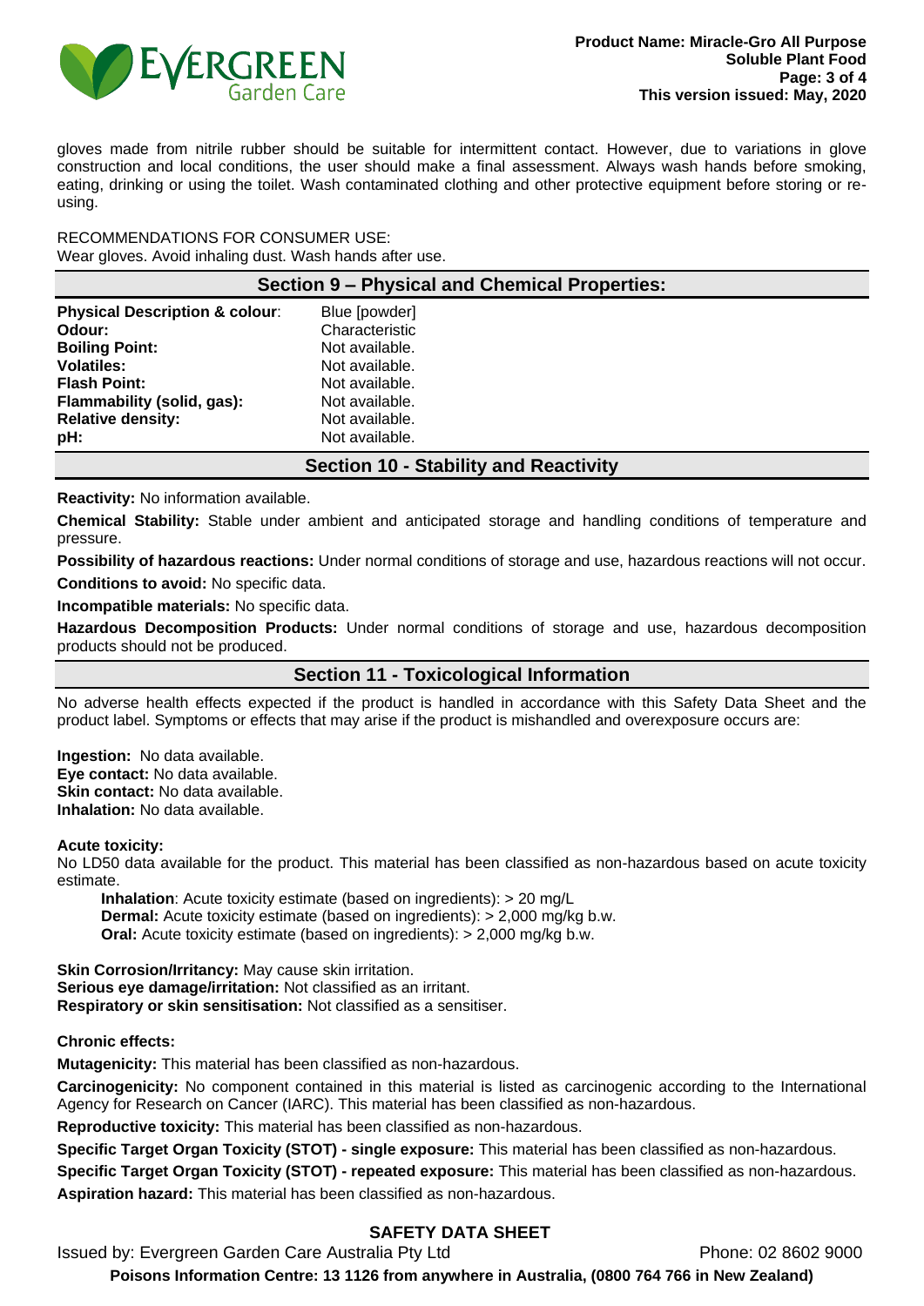gloves made from nitrile rubber should be suitable for intermittent contact. However, due to variations in glove construction and local conditions, the user should make a final assessment. Always wash hands before smoking, eating, drinking or using the toilet. Wash contaminated clothing and other protective equipment before storing or re-using.

RECOMMENDATIONS FOR CONSUMER USE:
Wear gloves. Avoid inhaling dust. Wash hands after use.

## Section 9 – Physical and Chemical Properties:

| | |
|---|---|
| **Physical Description & colour**: | Blue [powder] |
| **Odour:** | Characteristic |
| **Boiling Point:** | Not available. |
| **Volatiles:** | Not available. |
| **Flash Point:** | Not available. |
| **Flammability (solid, gas):** | Not available. |
| **Relative density:** | Not available. |
| **pH:** | Not available. |

## Section 10 - Stability and Reactivity

**Reactivity:** No information available.

**Chemical Stability:** Stable under ambient and anticipated storage and handling conditions of temperature and pressure.

**Possibility of hazardous reactions:** Under normal conditions of storage and use, hazardous reactions will not occur.

**Conditions to avoid:** No specific data.

**Incompatible materials:** No specific data.

**Hazardous Decomposition Products:** Under normal conditions of storage and use, hazardous decomposition products should not be produced.

## Section 11 - Toxicological Information

No adverse health effects expected if the product is handled in accordance with this Safety Data Sheet and the product label. Symptoms or effects that may arise if the product is mishandled and overexposure occurs are:

**Ingestion:** No data available.
**Eye contact:** No data available.
**Skin contact:** No data available.
**Inhalation:** No data available.

**Acute toxicity:**
No LD50 data available for the product. This material has been classified as non-hazardous based on acute toxicity estimate.

**Inhalation**: Acute toxicity estimate (based on ingredients): > 20 mg/L
**Dermal:** Acute toxicity estimate (based on ingredients): > 2,000 mg/kg b.w.
**Oral:** Acute toxicity estimate (based on ingredients): > 2,000 mg/kg b.w.

**Skin Corrosion/Irritancy:** May cause skin irritation.
**Serious eye damage/irritation:** Not classified as an irritant.
**Respiratory or skin sensitisation:** Not classified as a sensitiser.

**Chronic effects:**

**Mutagenicity:** This material has been classified as non-hazardous.

**Carcinogenicity:** No component contained in this material is listed as carcinogenic according to the International Agency for Research on Cancer (IARC). This material has been classified as non-hazardous.

**Reproductive toxicity:** This material has been classified as non-hazardous.

**Specific Target Organ Toxicity (STOT) - single exposure:** This material has been classified as non-hazardous.

**Specific Target Organ Toxicity (STOT) - repeated exposure:** This material has been classified as non-hazardous.

**Aspiration hazard:** This material has been classified as non-hazardous.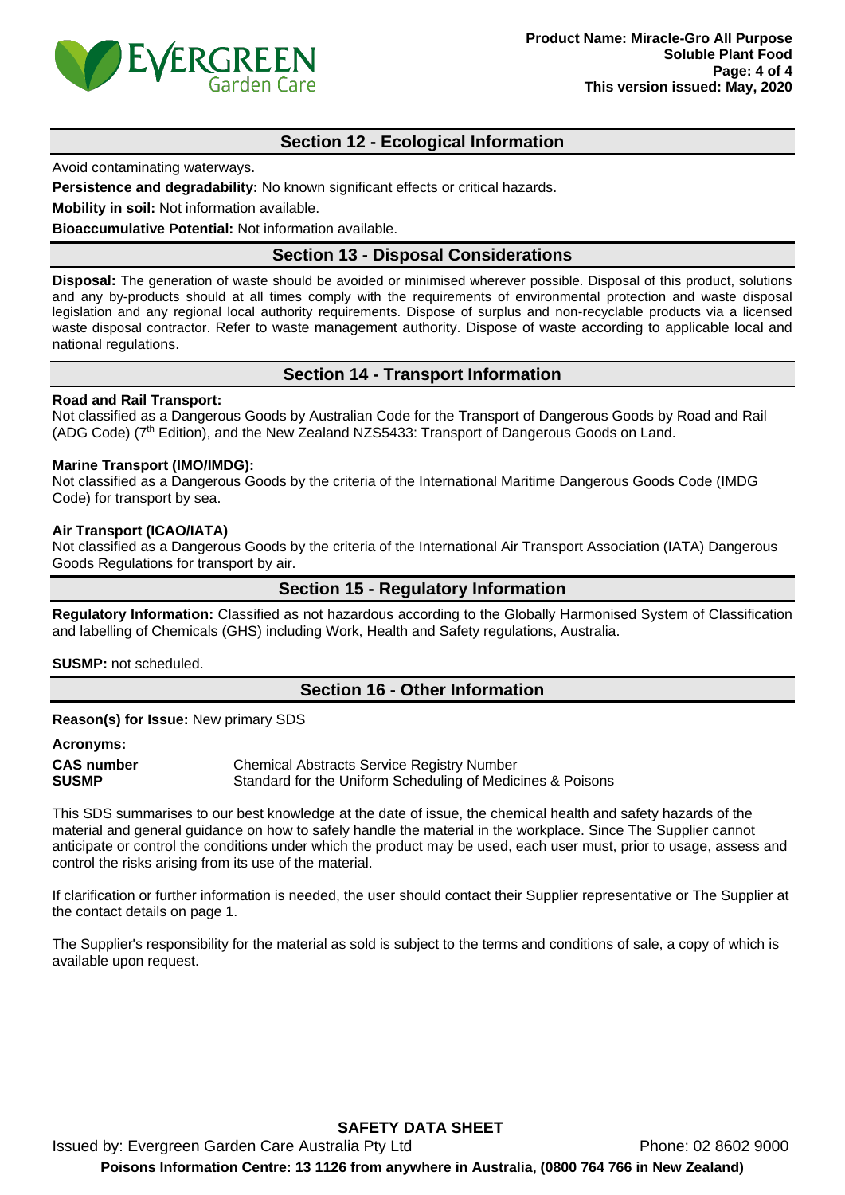## Section 12 - Ecological Information

Avoid contaminating waterways.

**Persistence and degradability:** No known significant effects or critical hazards.

**Mobility in soil:** Not information available.

**Bioaccumulative Potential:** Not information available.

## Section 13 - Disposal Considerations

**Disposal:** The generation of waste should be avoided or minimised wherever possible. Disposal of this product, solutions and any by-products should at all times comply with the requirements of environmental protection and waste disposal legislation and any regional local authority requirements. Dispose of surplus and non-recyclable products via a licensed waste disposal contractor. Refer to waste management authority. Dispose of waste according to applicable local and national regulations.

## Section 14 - Transport Information

**Road and Rail Transport:**
Not classified as a Dangerous Goods by Australian Code for the Transport of Dangerous Goods by Road and Rail (ADG Code) (7th Edition), and the New Zealand NZS5433: Transport of Dangerous Goods on Land.

**Marine Transport (IMO/IMDG):**
Not classified as a Dangerous Goods by the criteria of the International Maritime Dangerous Goods Code (IMDG Code) for transport by sea.

**Air Transport (ICAO/IATA)**
Not classified as a Dangerous Goods by the criteria of the International Air Transport Association (IATA) Dangerous Goods Regulations for transport by air.

## Section 15 - Regulatory Information

**Regulatory Information:** Classified as not hazardous according to the Globally Harmonised System of Classification and labelling of Chemicals (GHS) including Work, Health and Safety regulations, Australia.

**SUSMP:** not scheduled.

## Section 16 - Other Information

**Reason(s) for Issue:** New primary SDS

**Acronyms:**

| | |
|---|---|
| **CAS number** | Chemical Abstracts Service Registry Number |
| **SUSMP** | Standard for the Uniform Scheduling of Medicines & Poisons |

This SDS summarises to our best knowledge at the date of issue, the chemical health and safety hazards of the material and general guidance on how to safely handle the material in the workplace. Since The Supplier cannot anticipate or control the conditions under which the product may be used, each user must, prior to usage, assess and control the risks arising from its use of the material.

If clarification or further information is needed, the user should contact their Supplier representative or The Supplier at the contact details on page 1.

The Supplier's responsibility for the material as sold is subject to the terms and conditions of sale, a copy of which is available upon request.